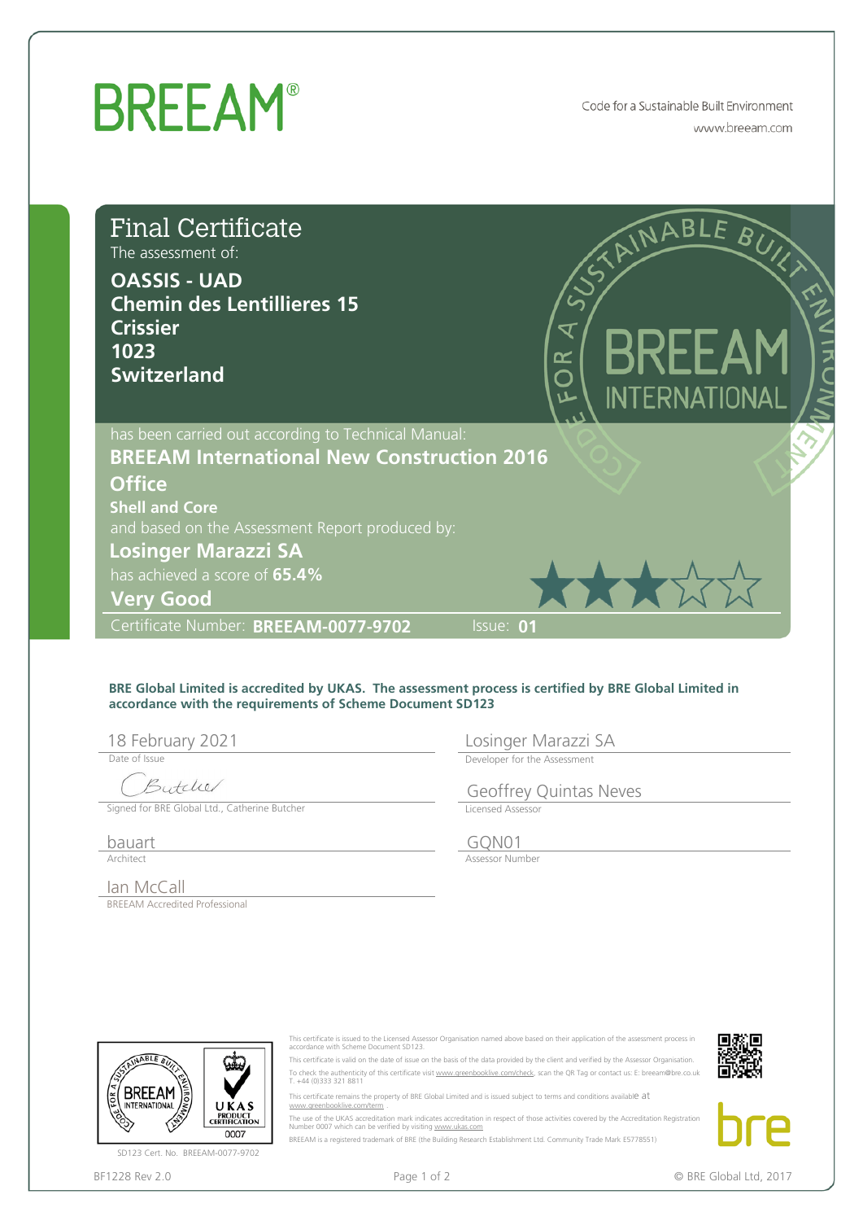# BREEAM®

Code for a Sustainable Built Environment
www.breeam.com

## Final Certificate

The assessment of:

**OASSIS - UAD**
**Chemin des Lentillieres 15**
**Crissier**
**1023**
**Switzerland**

has been carried out according to Technical Manual:

**BREEAM International New Construction 2016**
**Office**
**Shell and Core**

and based on the Assessment Report produced by:

**Losinger Marazzi SA**

has achieved a score of **65.4%**

**Very Good**

Certificate Number: **BREEAM-0077-9702** Issue: **01**

**BRE Global Limited is accredited by UKAS. The assessment process is certified by BRE Global Limited in accordance with the requirements of Scheme Document SD123**

| | |
|---|---|
| 18 February 2021<br>Date of Issue | Losinger Marazzi SA<br>Developer for the Assessment |
| Signed for BRE Global Ltd., Catherine Butcher | Geoffrey Quintas Neves<br>Licensed Assessor |
| bauart<br>Architect | GQN01<br>Assessor Number |
| Ian McCall<br>BREEAM Accredited Professional | |

SD123 Cert. No. BREEAM-0077-9702

This certificate is issued to the Licensed Assessor Organisation named above based on their application of the assessment process in accordance with Scheme Document SD123.

This certificate is valid on the date of issue on the basis of the data provided by the client and verified by the Assessor Organisation.

To check the authenticity of this certificate visit www.greenbooklive.com/check, scan the QR Tag or contact us: E: breeam@bre.co.uk T. +44 (0)333 321 8811

This certificate remains the property of BRE Global Limited and is issued subject to terms and conditions available at www.greenbooklive.com/term .

The use of the UKAS accreditation mark indicates accreditation in respect of those activities covered by the Accreditation Registration Number 0007 which can be verified by visiting www.ukas.com

BREEAM is a registered trademark of BRE (the Building Research Establishment Ltd. Community Trade Mark E5778551)

BF1228 Rev 2.0

© BRE Global Ltd, 2017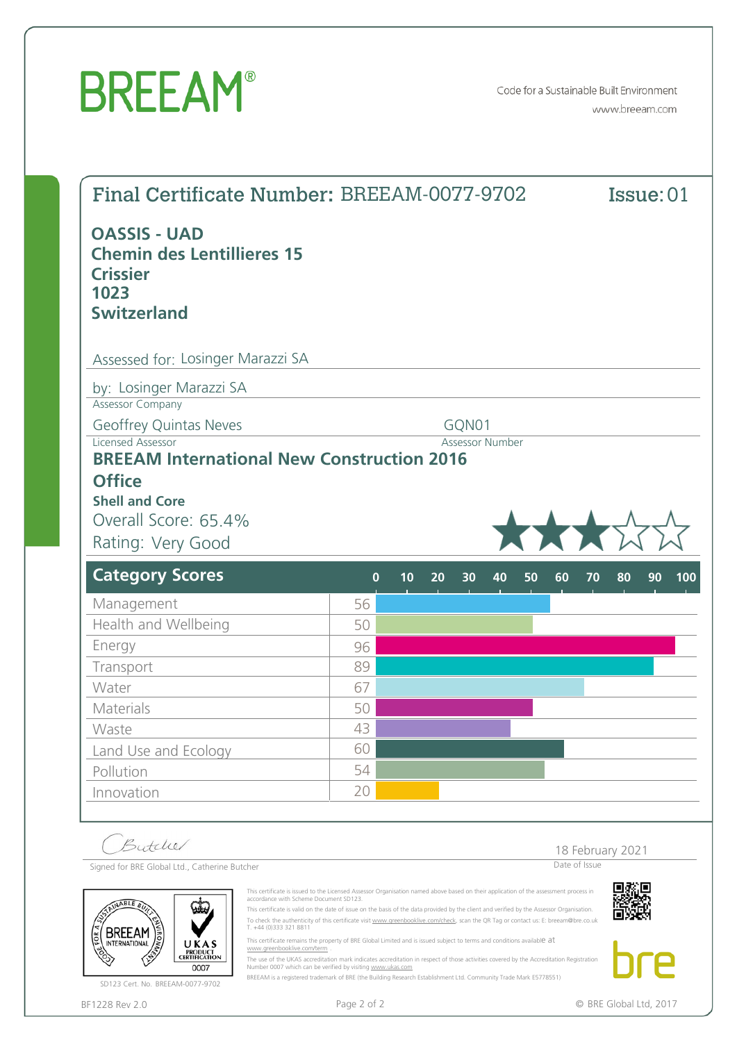BREEAM®

Code for a Sustainable Built Environment
www.breeam.com

## Final Certificate Number: BREEAM-0077-9702 Issue: 01

**OASSIS - UAD**
**Chemin des Lentillieres 15**
**Crissier**
**1023**
**Switzerland**

Assessed for: Losinger Marazzi SA

by: Losinger Marazzi SA
Assessor Company

Geoffrey Quintas Neves
Licensed Assessor

GQN01
Assessor Number

**BREEAM International New Construction 2016**

**Office**

**Shell and Core**

Overall Score: 65.4%

Rating: Very Good

★★★☆☆

| Category Scores | |
|---|---|
| Management | 56 |
| Health and Wellbeing | 50 |
| Energy | 96 |
| Transport | 89 |
| Water | 67 |
| Materials | 50 |
| Waste | 43 |
| Land Use and Ecology | 60 |
| Pollution | 54 |
| Innovation | 20 |

Signed for BRE Global Ltd., Catherine Butcher

18 February 2021
Date of Issue

SD123 Cert. No. BREEAM-0077-9702

This certificate is issued to the Licensed Assessor Organisation named above based on their application of the assessment process in accordance with Scheme Document SD123.

This certificate is valid on the date of issue on the basis of the data provided by the client and verified by the Assessor Organisation.

To check the authenticity of this certificate visit www.greenbooklive.com/check, scan the QR Tag or contact us: E: breeam@bre.co.uk T. +44 (0)333 321 8811

This certificate remains the property of BRE Global Limited and is issued subject to terms and conditions available at www.greenbooklive.com/term .

The use of the UKAS accreditation mark indicates accreditation in respect of those activities covered by the Accreditation Registration Number 0007 which can be verified by visiting www.ukas.com

BREEAM is a registered trademark of BRE (the Building Research Establishment Ltd. Community Trade Mark E5778551)

BF1228 Rev 2.0

© BRE Global Ltd, 2017